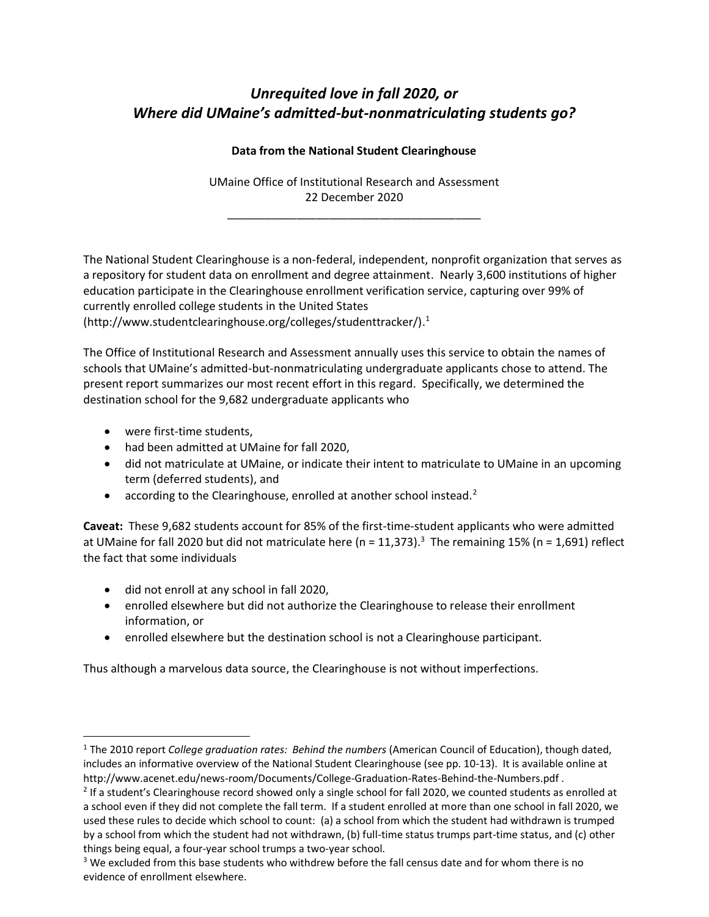# *Unrequited love in fall 2020, or Where did UMaine's admitted-but-nonmatriculating students go?*

**Data from the National Student Clearinghouse**

UMaine Office of Institutional Research and Assessment
22 December 2020

---

The National Student Clearinghouse is a non-federal, independent, nonprofit organization that serves as a repository for student data on enrollment and degree attainment. Nearly 3,600 institutions of higher education participate in the Clearinghouse enrollment verification service, capturing over 99% of currently enrolled college students in the United States (http://www.studentclearinghouse.org/colleges/studenttracker/).[1]

The Office of Institutional Research and Assessment annually uses this service to obtain the names of schools that UMaine's admitted-but-nonmatriculating undergraduate applicants chose to attend. The present report summarizes our most recent effort in this regard. Specifically, we determined the destination school for the 9,682 undergraduate applicants who

- were first-time students,
- had been admitted at UMaine for fall 2020,
- did not matriculate at UMaine, or indicate their intent to matriculate to UMaine in an upcoming term (deferred students), and
- according to the Clearinghouse, enrolled at another school instead.[2]

**Caveat:** These 9,682 students account for 85% of the first-time-student applicants who were admitted at UMaine for fall 2020 but did not matriculate here (n = 11,373).[3] The remaining 15% (n = 1,691) reflect the fact that some individuals

- did not enroll at any school in fall 2020,
- enrolled elsewhere but did not authorize the Clearinghouse to release their enrollment information, or
- enrolled elsewhere but the destination school is not a Clearinghouse participant.

Thus although a marvelous data source, the Clearinghouse is not without imperfections.

---

[1] The 2010 report *College graduation rates: Behind the numbers* (American Council of Education), though dated, includes an informative overview of the National Student Clearinghouse (see pp. 10-13). It is available online at http://www.acenet.edu/news-room/Documents/College-Graduation-Rates-Behind-the-Numbers.pdf .

[2] If a student's Clearinghouse record showed only a single school for fall 2020, we counted students as enrolled at a school even if they did not complete the fall term. If a student enrolled at more than one school in fall 2020, we used these rules to decide which school to count: (a) a school from which the student had withdrawn is trumped by a school from which the student had not withdrawn, (b) full-time status trumps part-time status, and (c) other things being equal, a four-year school trumps a two-year school.

[3] We excluded from this base students who withdrew before the fall census date and for whom there is no evidence of enrollment elsewhere.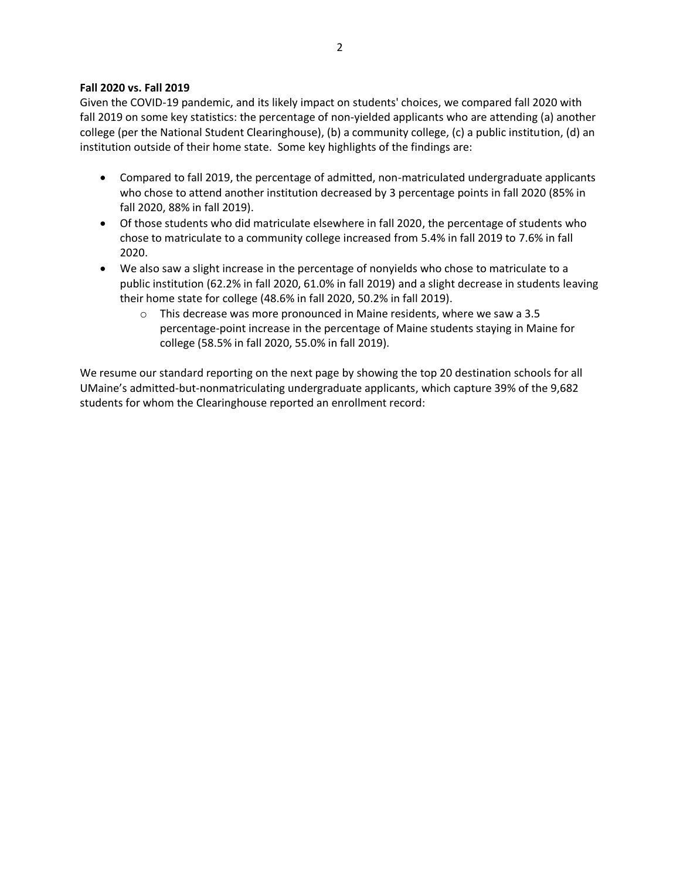**Fall 2020 vs. Fall 2019**

Given the COVID-19 pandemic, and its likely impact on students' choices, we compared fall 2020 with fall 2019 on some key statistics: the percentage of non-yielded applicants who are attending (a) another college (per the National Student Clearinghouse), (b) a community college, (c) a public institution, (d) an institution outside of their home state. Some key highlights of the findings are:

- Compared to fall 2019, the percentage of admitted, non-matriculated undergraduate applicants who chose to attend another institution decreased by 3 percentage points in fall 2020 (85% in fall 2020, 88% in fall 2019).
- Of those students who did matriculate elsewhere in fall 2020, the percentage of students who chose to matriculate to a community college increased from 5.4% in fall 2019 to 7.6% in fall 2020.
- We also saw a slight increase in the percentage of nonyields who chose to matriculate to a public institution (62.2% in fall 2020, 61.0% in fall 2019) and a slight decrease in students leaving their home state for college (48.6% in fall 2020, 50.2% in fall 2019).
  - This decrease was more pronounced in Maine residents, where we saw a 3.5 percentage-point increase in the percentage of Maine students staying in Maine for college (58.5% in fall 2020, 55.0% in fall 2019).

We resume our standard reporting on the next page by showing the top 20 destination schools for all UMaine's admitted-but-nonmatriculating undergraduate applicants, which capture 39% of the 9,682 students for whom the Clearinghouse reported an enrollment record: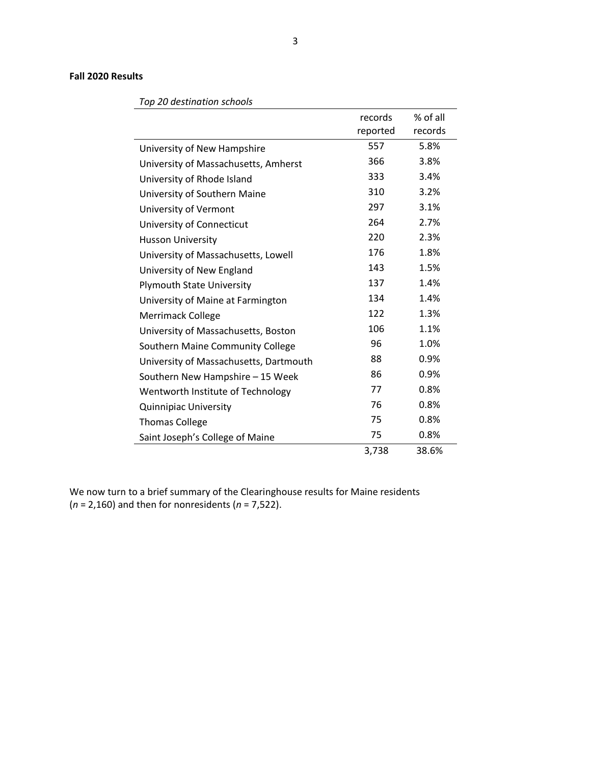**Fall 2020 Results**

*Top 20 destination schools*

| | records reported | % of all records |
|---|---|---|
| University of New Hampshire | 557 | 5.8% |
| University of Massachusetts, Amherst | 366 | 3.8% |
| University of Rhode Island | 333 | 3.4% |
| University of Southern Maine | 310 | 3.2% |
| University of Vermont | 297 | 3.1% |
| University of Connecticut | 264 | 2.7% |
| Husson University | 220 | 2.3% |
| University of Massachusetts, Lowell | 176 | 1.8% |
| University of New England | 143 | 1.5% |
| Plymouth State University | 137 | 1.4% |
| University of Maine at Farmington | 134 | 1.4% |
| Merrimack College | 122 | 1.3% |
| University of Massachusetts, Boston | 106 | 1.1% |
| Southern Maine Community College | 96 | 1.0% |
| University of Massachusetts, Dartmouth | 88 | 0.9% |
| Southern New Hampshire – 15 Week | 86 | 0.9% |
| Wentworth Institute of Technology | 77 | 0.8% |
| Quinnipiac University | 76 | 0.8% |
| Thomas College | 75 | 0.8% |
| Saint Joseph's College of Maine | 75 | 0.8% |
| | 3,738 | 38.6% |

We now turn to a brief summary of the Clearinghouse results for Maine residents ($n$ = 2,160) and then for nonresidents ($n$ = 7,522).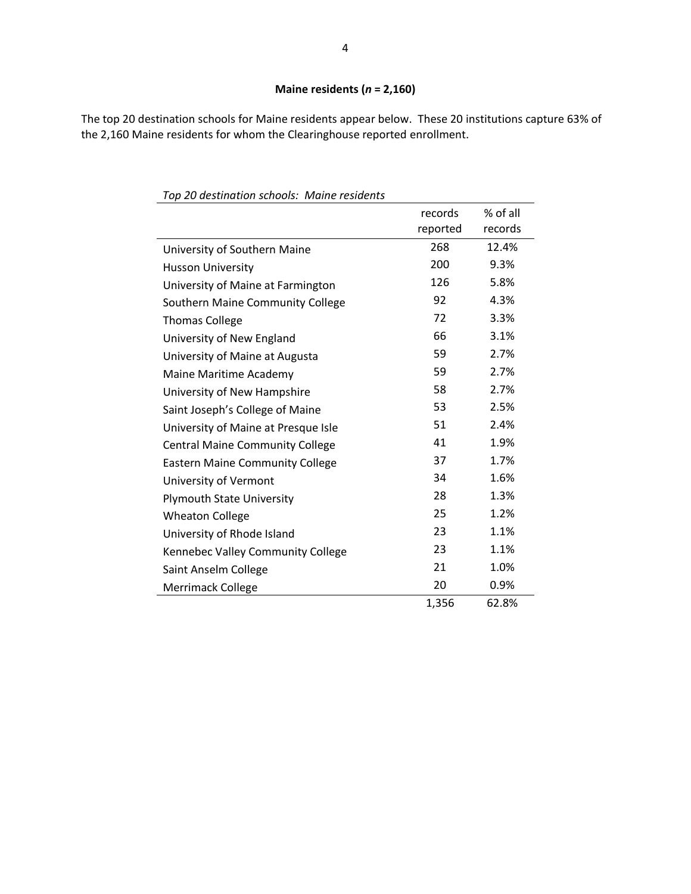### Maine residents ($n$ = 2,160)

The top 20 destination schools for Maine residents appear below. These 20 institutions capture 63% of the 2,160 Maine residents for whom the Clearinghouse reported enrollment.

*Top 20 destination schools: Maine residents*

| | records reported | % of all records |
|---|---|---|
| University of Southern Maine | 268 | 12.4% |
| Husson University | 200 | 9.3% |
| University of Maine at Farmington | 126 | 5.8% |
| Southern Maine Community College | 92 | 4.3% |
| Thomas College | 72 | 3.3% |
| University of New England | 66 | 3.1% |
| University of Maine at Augusta | 59 | 2.7% |
| Maine Maritime Academy | 59 | 2.7% |
| University of New Hampshire | 58 | 2.7% |
| Saint Joseph's College of Maine | 53 | 2.5% |
| University of Maine at Presque Isle | 51 | 2.4% |
| Central Maine Community College | 41 | 1.9% |
| Eastern Maine Community College | 37 | 1.7% |
| University of Vermont | 34 | 1.6% |
| Plymouth State University | 28 | 1.3% |
| Wheaton College | 25 | 1.2% |
| University of Rhode Island | 23 | 1.1% |
| Kennebec Valley Community College | 23 | 1.1% |
| Saint Anselm College | 21 | 1.0% |
| Merrimack College | 20 | 0.9% |
| | 1,356 | 62.8% |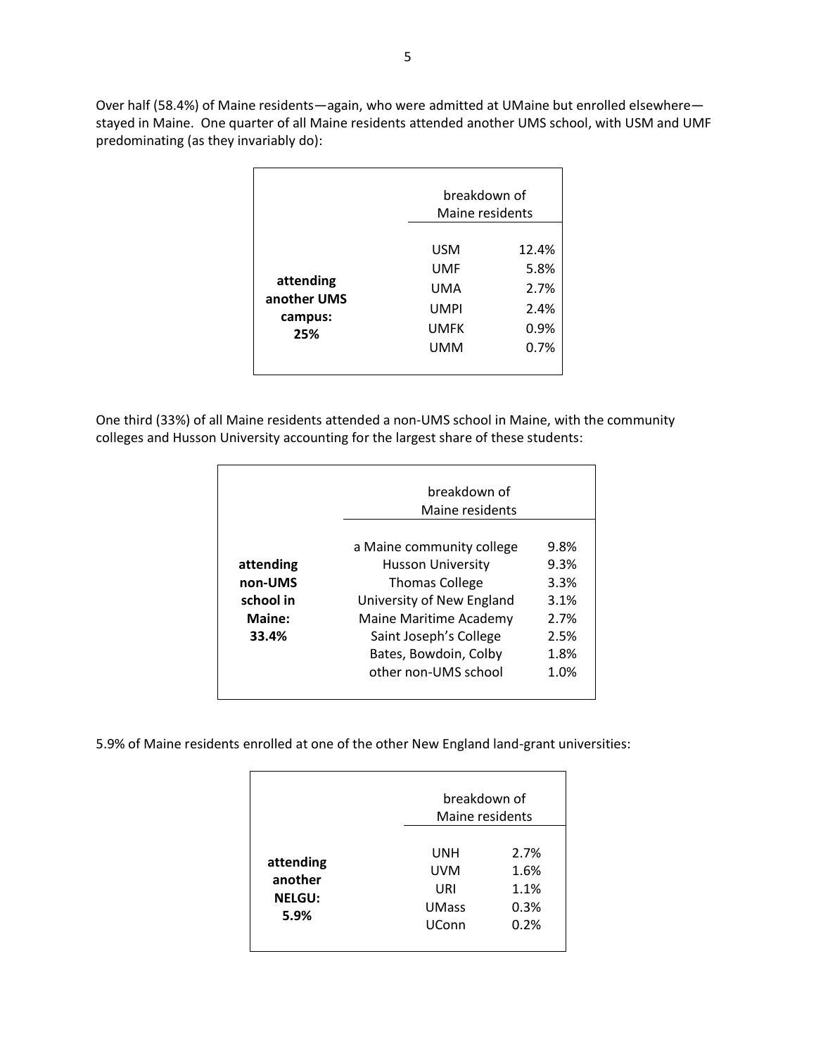Over half (58.4%) of Maine residents—again, who were admitted at UMaine but enrolled elsewhere—stayed in Maine. One quarter of all Maine residents attended another UMS school, with USM and UMF predominating (as they invariably do):

| | breakdown of Maine residents | |
|---|---|---|
| **attending another UMS campus: 25%** | USM | 12.4% |
| | UMF | 5.8% |
| | UMA | 2.7% |
| | UMPI | 2.4% |
| | UMFK | 0.9% |
| | UMM | 0.7% |

One third (33%) of all Maine residents attended a non-UMS school in Maine, with the community colleges and Husson University accounting for the largest share of these students:

| | breakdown of Maine residents | |
|---|---|---|
| **attending non-UMS school in Maine: 33.4%** | a Maine community college | 9.8% |
| | Husson University | 9.3% |
| | Thomas College | 3.3% |
| | University of New England | 3.1% |
| | Maine Maritime Academy | 2.7% |
| | Saint Joseph's College | 2.5% |
| | Bates, Bowdoin, Colby | 1.8% |
| | other non-UMS school | 1.0% |

5.9% of Maine residents enrolled at one of the other New England land-grant universities:

| | breakdown of Maine residents | |
|---|---|---|
| **attending another NELGU: 5.9%** | UNH | 2.7% |
| | UVM | 1.6% |
| | URI | 1.1% |
| | UMass | 0.3% |
| | UConn | 0.2% |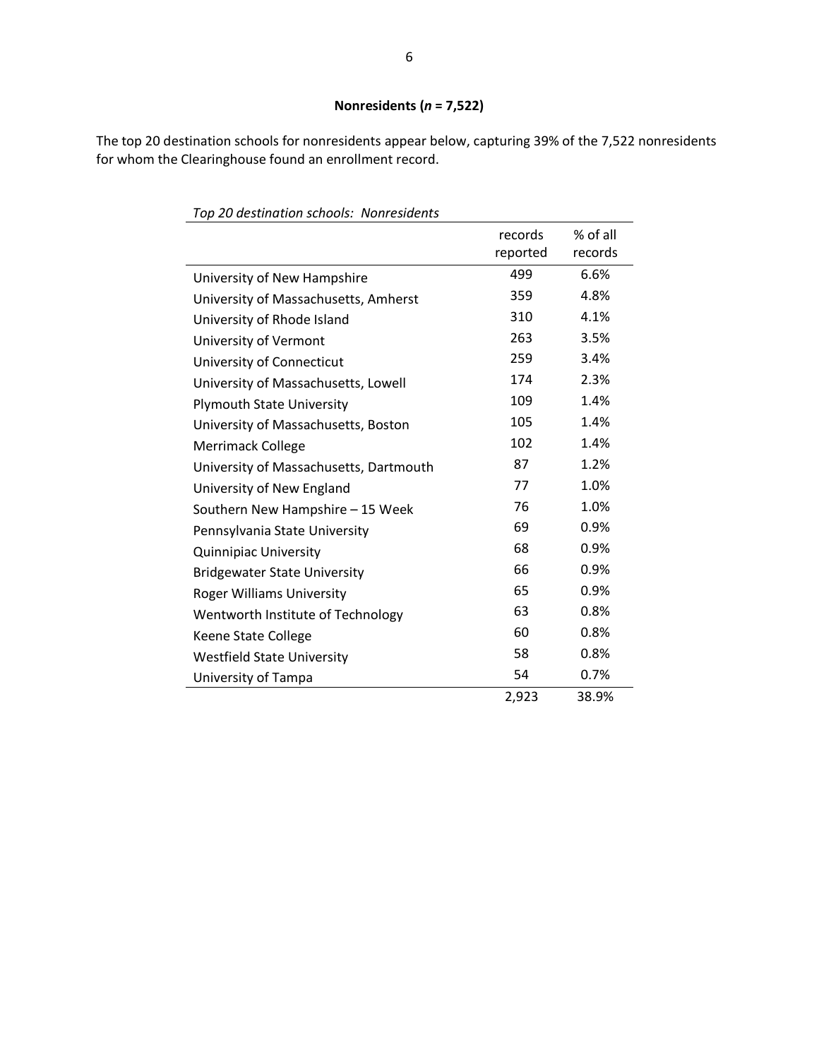**Nonresidents ($n$ = 7,522)**

The top 20 destination schools for nonresidents appear below, capturing 39% of the 7,522 nonresidents for whom the Clearinghouse found an enrollment record.

*Top 20 destination schools: Nonresidents*

| | records reported | % of all records |
|---|---|---|
| University of New Hampshire | 499 | 6.6% |
| University of Massachusetts, Amherst | 359 | 4.8% |
| University of Rhode Island | 310 | 4.1% |
| University of Vermont | 263 | 3.5% |
| University of Connecticut | 259 | 3.4% |
| University of Massachusetts, Lowell | 174 | 2.3% |
| Plymouth State University | 109 | 1.4% |
| University of Massachusetts, Boston | 105 | 1.4% |
| Merrimack College | 102 | 1.4% |
| University of Massachusetts, Dartmouth | 87 | 1.2% |
| University of New England | 77 | 1.0% |
| Southern New Hampshire – 15 Week | 76 | 1.0% |
| Pennsylvania State University | 69 | 0.9% |
| Quinnipiac University | 68 | 0.9% |
| Bridgewater State University | 66 | 0.9% |
| Roger Williams University | 65 | 0.9% |
| Wentworth Institute of Technology | 63 | 0.8% |
| Keene State College | 60 | 0.8% |
| Westfield State University | 58 | 0.8% |
| University of Tampa | 54 | 0.7% |
| | 2,923 | 38.9% |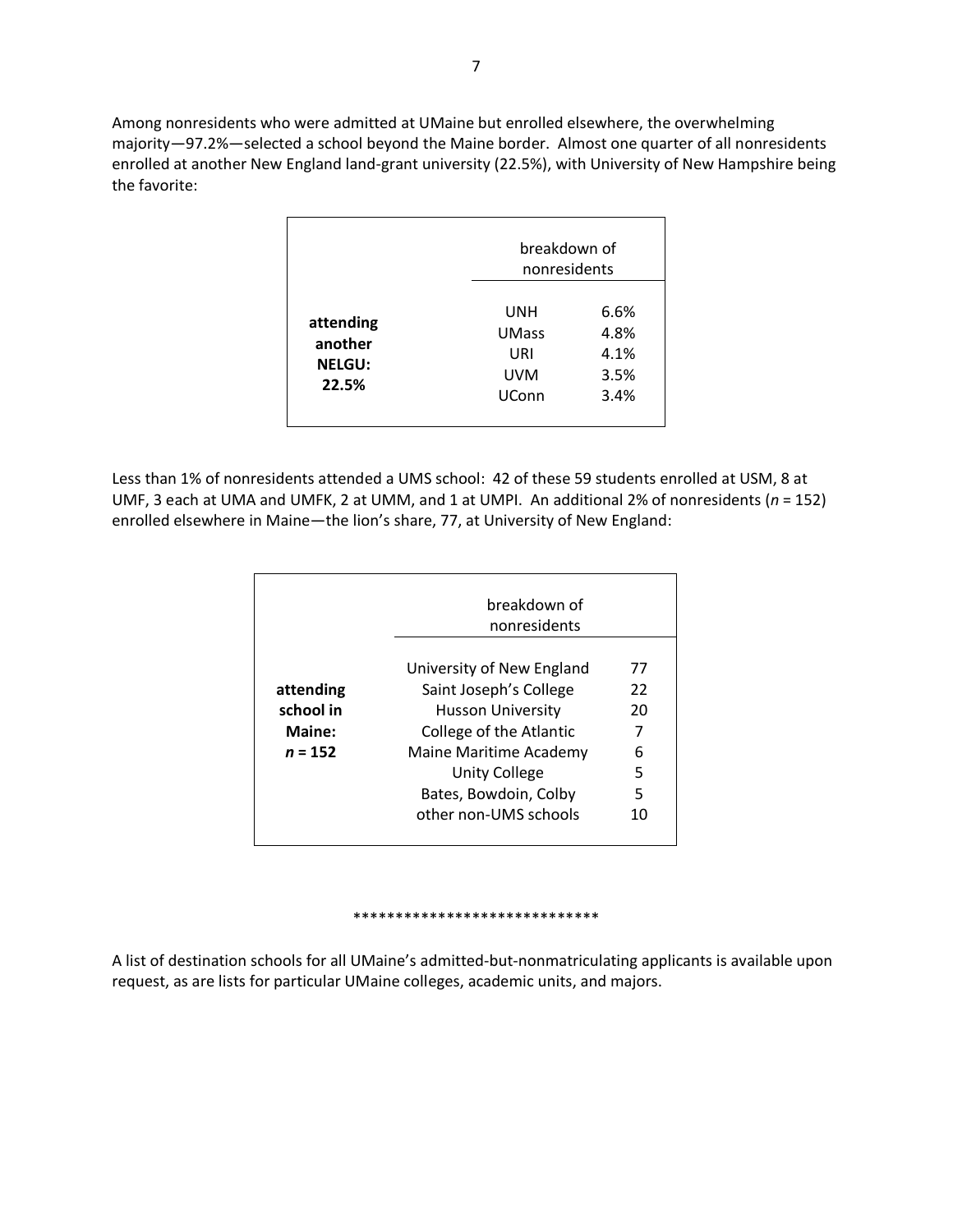Among nonresidents who were admitted at UMaine but enrolled elsewhere, the overwhelming majority—97.2%—selected a school beyond the Maine border. Almost one quarter of all nonresidents enrolled at another New England land-grant university (22.5%), with University of New Hampshire being the favorite:

| | breakdown of nonresidents | |
|---|---|---|
| **attending another NELGU: 22.5%** | UNH | 6.6% |
| | UMass | 4.8% |
| | URI | 4.1% |
| | UVM | 3.5% |
| | UConn | 3.4% |

Less than 1% of nonresidents attended a UMS school: 42 of these 59 students enrolled at USM, 8 at UMF, 3 each at UMA and UMFK, 2 at UMM, and 1 at UMPI. An additional 2% of nonresidents (*n* = 152) enrolled elsewhere in Maine—the lion's share, 77, at University of New England:

| | breakdown of nonresidents | |
|---|---|---|
| **attending school in Maine: *n* = 152** | University of New England | 77 |
| | Saint Joseph's College | 22 |
| | Husson University | 20 |
| | College of the Atlantic | 7 |
| | Maine Maritime Academy | 6 |
| | Unity College | 5 |
| | Bates, Bowdoin, Colby | 5 |
| | other non-UMS schools | 10 |

*****************************

A list of destination schools for all UMaine's admitted-but-nonmatriculating applicants is available upon request, as are lists for particular UMaine colleges, academic units, and majors.